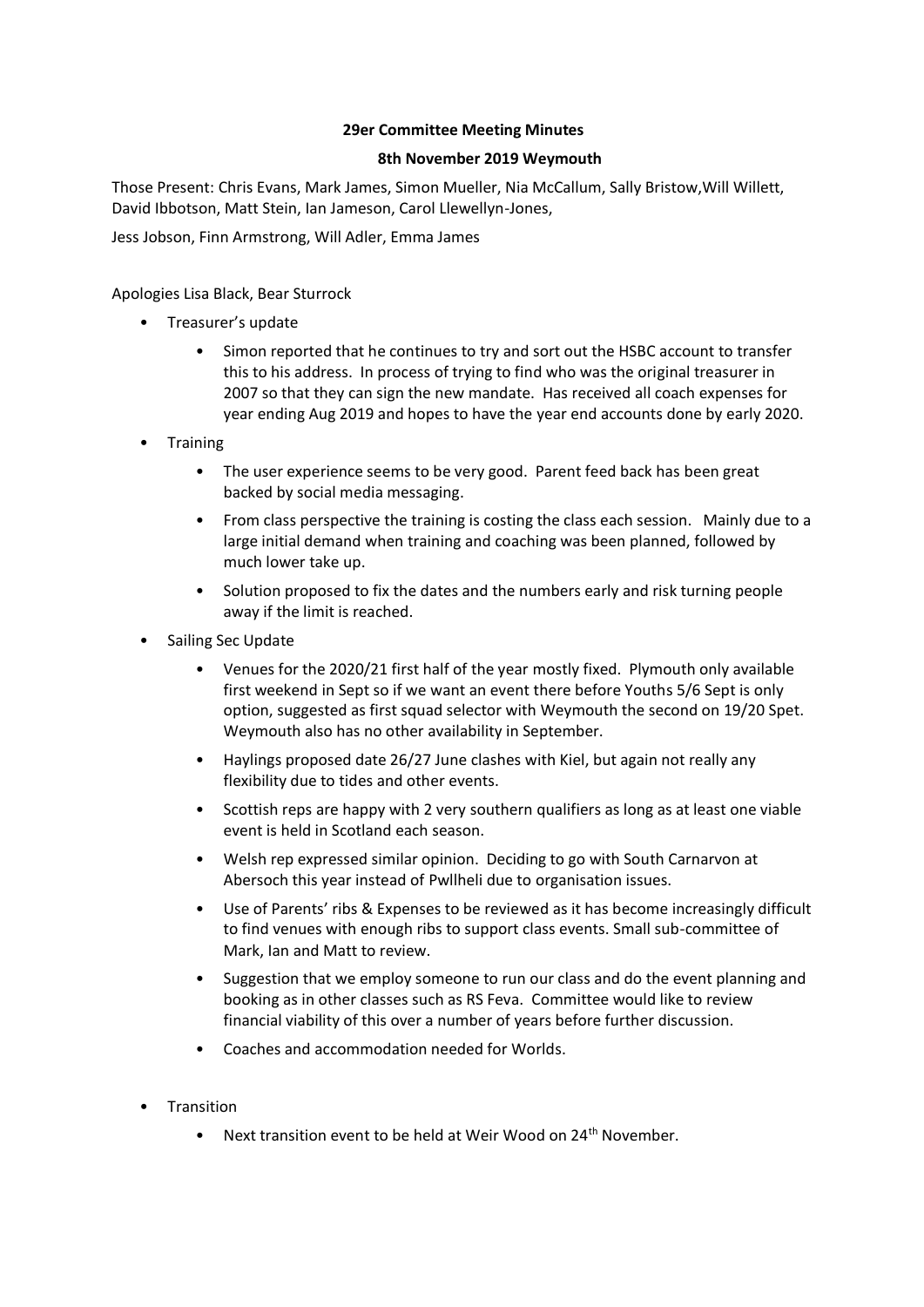**29er Committee Meeting Minutes**

**8th November 2019 Weymouth**

Those Present: Chris Evans, Mark James, Simon Mueller, Nia McCallum, Sally Bristow,Will Willett, David Ibbotson, Matt Stein, Ian Jameson, Carol Llewellyn-Jones,

Jess Jobson, Finn Armstrong, Will Adler, Emma James

Apologies Lisa Black, Bear Sturrock

- Treasurer's update
  - Simon reported that he continues to try and sort out the HSBC account to transfer this to his address. In process of trying to find who was the original treasurer in 2007 so that they can sign the new mandate. Has received all coach expenses for year ending Aug 2019 and hopes to have the year end accounts done by early 2020.
- Training
  - The user experience seems to be very good. Parent feed back has been great backed by social media messaging.
  - From class perspective the training is costing the class each session. Mainly due to a large initial demand when training and coaching was been planned, followed by much lower take up.
  - Solution proposed to fix the dates and the numbers early and risk turning people away if the limit is reached.
- Sailing Sec Update
  - Venues for the 2020/21 first half of the year mostly fixed. Plymouth only available first weekend in Sept so if we want an event there before Youths 5/6 Sept is only option, suggested as first squad selector with Weymouth the second on 19/20 Spet. Weymouth also has no other availability in September.
  - Haylings proposed date 26/27 June clashes with Kiel, but again not really any flexibility due to tides and other events.
  - Scottish reps are happy with 2 very southern qualifiers as long as at least one viable event is held in Scotland each season.
  - Welsh rep expressed similar opinion. Deciding to go with South Carnarvon at Abersoch this year instead of Pwllheli due to organisation issues.
  - Use of Parents' ribs & Expenses to be reviewed as it has become increasingly difficult to find venues with enough ribs to support class events. Small sub-committee of Mark, Ian and Matt to review.
  - Suggestion that we employ someone to run our class and do the event planning and booking as in other classes such as RS Feva. Committee would like to review financial viability of this over a number of years before further discussion.
  - Coaches and accommodation needed for Worlds.
- Transition
  - Next transition event to be held at Weir Wood on 24th November.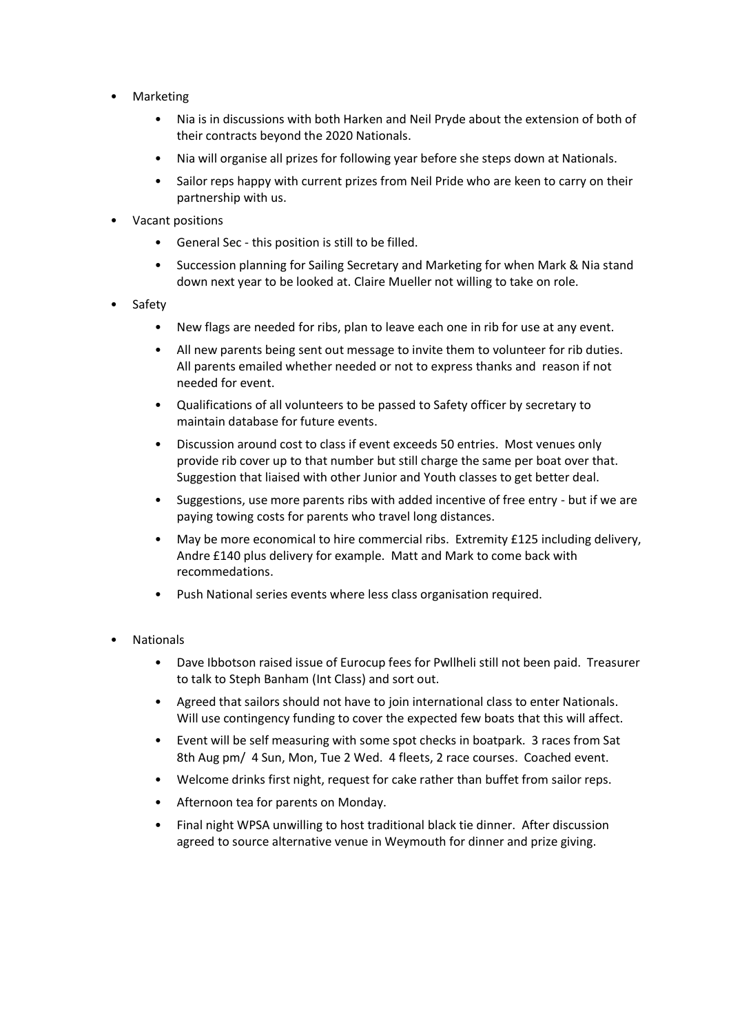- Marketing
    - Nia is in discussions with both Harken and Neil Pryde about the extension of both of their contracts beyond the 2020 Nationals.
    - Nia will organise all prizes for following year before she steps down at Nationals.
    - Sailor reps happy with current prizes from Neil Pride who are keen to carry on their partnership with us.
- Vacant positions
    - General Sec - this position is still to be filled.
    - Succession planning for Sailing Secretary and Marketing for when Mark & Nia stand down next year to be looked at. Claire Mueller not willing to take on role.
- Safety
    - New flags are needed for ribs, plan to leave each one in rib for use at any event.
    - All new parents being sent out message to invite them to volunteer for rib duties. All parents emailed whether needed or not to express thanks and reason if not needed for event.
    - Qualifications of all volunteers to be passed to Safety officer by secretary to maintain database for future events.
    - Discussion around cost to class if event exceeds 50 entries. Most venues only provide rib cover up to that number but still charge the same per boat over that. Suggestion that liaised with other Junior and Youth classes to get better deal.
    - Suggestions, use more parents ribs with added incentive of free entry - but if we are paying towing costs for parents who travel long distances.
    - May be more economical to hire commercial ribs. Extremity £125 including delivery, Andre £140 plus delivery for example. Matt and Mark to come back with recommedations.
    - Push National series events where less class organisation required.
- Nationals
    - Dave Ibbotson raised issue of Eurocup fees for Pwllheli still not been paid. Treasurer to talk to Steph Banham (Int Class) and sort out.
    - Agreed that sailors should not have to join international class to enter Nationals. Will use contingency funding to cover the expected few boats that this will affect.
    - Event will be self measuring with some spot checks in boatpark. 3 races from Sat 8th Aug pm/ 4 Sun, Mon, Tue 2 Wed. 4 fleets, 2 race courses. Coached event.
    - Welcome drinks first night, request for cake rather than buffet from sailor reps.
    - Afternoon tea for parents on Monday.
    - Final night WPSA unwilling to host traditional black tie dinner. After discussion agreed to source alternative venue in Weymouth for dinner and prize giving.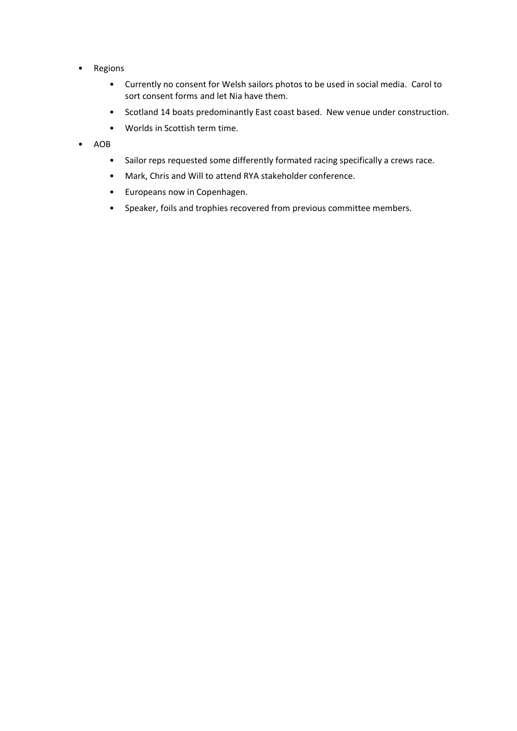- Regions
  - Currently no consent for Welsh sailors photos to be used in social media.  Carol to sort consent forms and let Nia have them.
  - Scotland 14 boats predominantly East coast based.  New venue under construction.
  - Worlds in Scottish term time.
- AOB
  - Sailor reps requested some differently formated racing specifically a crews race.
  - Mark, Chris and Will to attend RYA stakeholder conference.
  - Europeans now in Copenhagen.
  - Speaker, foils and trophies recovered from previous committee members.